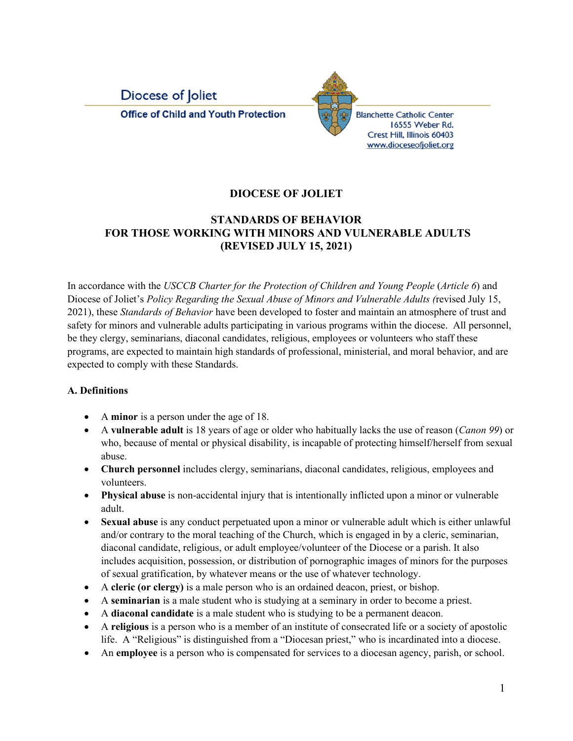Diocese of Joliet

Office of Child and Youth Protection

Blanchette Catholic Center
16555 Weber Rd.
Crest Hill, Illinois 60403
www.dioceseofjoliet.org

# DIOCESE OF JOLIET

## STANDARDS OF BEHAVIOR
## FOR THOSE WORKING WITH MINORS AND VULNERABLE ADULTS
## (REVISED JULY 15, 2021)

In accordance with the *USCCB Charter for the Protection of Children and Young People* (*Article 6*) and Diocese of Joliet's *Policy Regarding the Sexual Abuse of Minors and Vulnerable Adults (*revised July 15, 2021), these *Standards of Behavior* have been developed to foster and maintain an atmosphere of trust and safety for minors and vulnerable adults participating in various programs within the diocese. All personnel, be they clergy, seminarians, diaconal candidates, religious, employees or volunteers who staff these programs, are expected to maintain high standards of professional, ministerial, and moral behavior, and are expected to comply with these Standards.

### A. Definitions

- A **minor** is a person under the age of 18.
- A **vulnerable adult** is 18 years of age or older who habitually lacks the use of reason (*Canon 99*) or who, because of mental or physical disability, is incapable of protecting himself/herself from sexual abuse.
- **Church personnel** includes clergy, seminarians, diaconal candidates, religious, employees and volunteers.
- **Physical abuse** is non-accidental injury that is intentionally inflicted upon a minor or vulnerable adult.
- **Sexual abuse** is any conduct perpetuated upon a minor or vulnerable adult which is either unlawful and/or contrary to the moral teaching of the Church, which is engaged in by a cleric, seminarian, diaconal candidate, religious, or adult employee/volunteer of the Diocese or a parish. It also includes acquisition, possession, or distribution of pornographic images of minors for the purposes of sexual gratification, by whatever means or the use of whatever technology.
- A **cleric (or clergy)** is a male person who is an ordained deacon, priest, or bishop.
- A **seminarian** is a male student who is studying at a seminary in order to become a priest.
- A **diaconal candidate** is a male student who is studying to be a permanent deacon.
- A **religious** is a person who is a member of an institute of consecrated life or a society of apostolic life. A "Religious" is distinguished from a "Diocesan priest," who is incardinated into a diocese.
- An **employee** is a person who is compensated for services to a diocesan agency, parish, or school.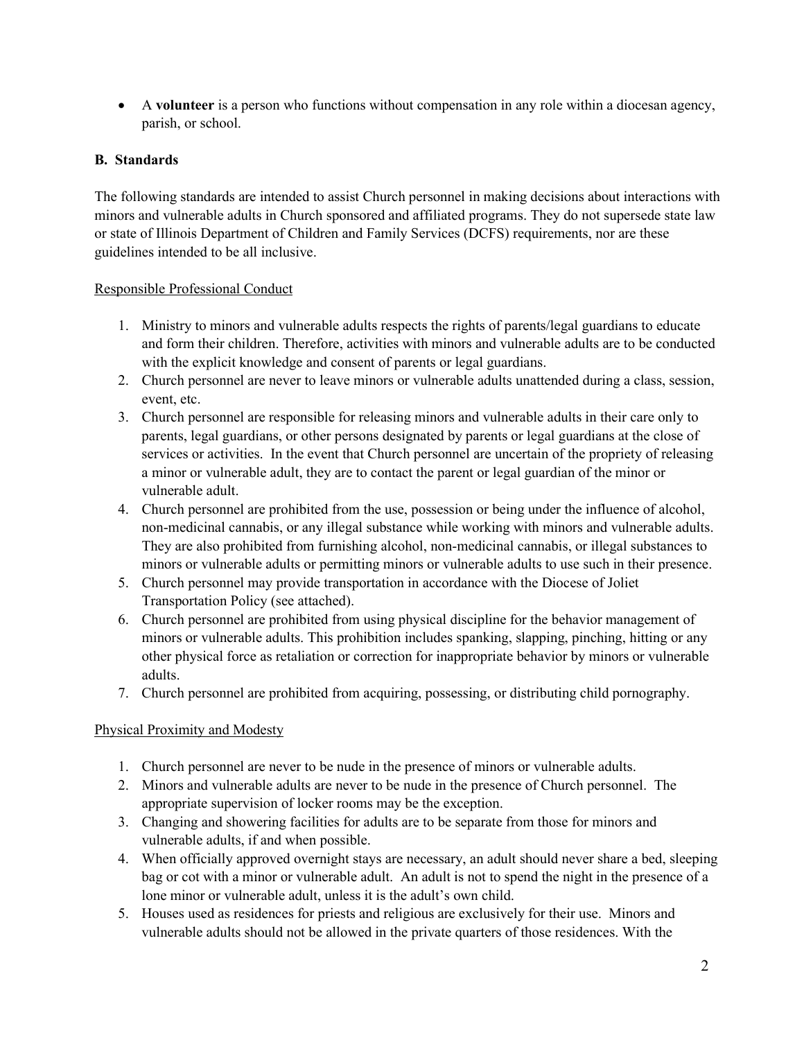- A **volunteer** is a person who functions without compensation in any role within a diocesan agency, parish, or school.

### B. Standards

The following standards are intended to assist Church personnel in making decisions about interactions with minors and vulnerable adults in Church sponsored and affiliated programs. They do not supersede state law or state of Illinois Department of Children and Family Services (DCFS) requirements, nor are these guidelines intended to be all inclusive.

Responsible Professional Conduct

1. Ministry to minors and vulnerable adults respects the rights of parents/legal guardians to educate and form their children. Therefore, activities with minors and vulnerable adults are to be conducted with the explicit knowledge and consent of parents or legal guardians.
2. Church personnel are never to leave minors or vulnerable adults unattended during a class, session, event, etc.
3. Church personnel are responsible for releasing minors and vulnerable adults in their care only to parents, legal guardians, or other persons designated by parents or legal guardians at the close of services or activities. In the event that Church personnel are uncertain of the propriety of releasing a minor or vulnerable adult, they are to contact the parent or legal guardian of the minor or vulnerable adult.
4. Church personnel are prohibited from the use, possession or being under the influence of alcohol, non-medicinal cannabis, or any illegal substance while working with minors and vulnerable adults. They are also prohibited from furnishing alcohol, non-medicinal cannabis, or illegal substances to minors or vulnerable adults or permitting minors or vulnerable adults to use such in their presence.
5. Church personnel may provide transportation in accordance with the Diocese of Joliet Transportation Policy (see attached).
6. Church personnel are prohibited from using physical discipline for the behavior management of minors or vulnerable adults. This prohibition includes spanking, slapping, pinching, hitting or any other physical force as retaliation or correction for inappropriate behavior by minors or vulnerable adults.
7. Church personnel are prohibited from acquiring, possessing, or distributing child pornography.

Physical Proximity and Modesty

1. Church personnel are never to be nude in the presence of minors or vulnerable adults.
2. Minors and vulnerable adults are never to be nude in the presence of Church personnel. The appropriate supervision of locker rooms may be the exception.
3. Changing and showering facilities for adults are to be separate from those for minors and vulnerable adults, if and when possible.
4. When officially approved overnight stays are necessary, an adult should never share a bed, sleeping bag or cot with a minor or vulnerable adult. An adult is not to spend the night in the presence of a lone minor or vulnerable adult, unless it is the adult's own child.
5. Houses used as residences for priests and religious are exclusively for their use. Minors and vulnerable adults should not be allowed in the private quarters of those residences. With the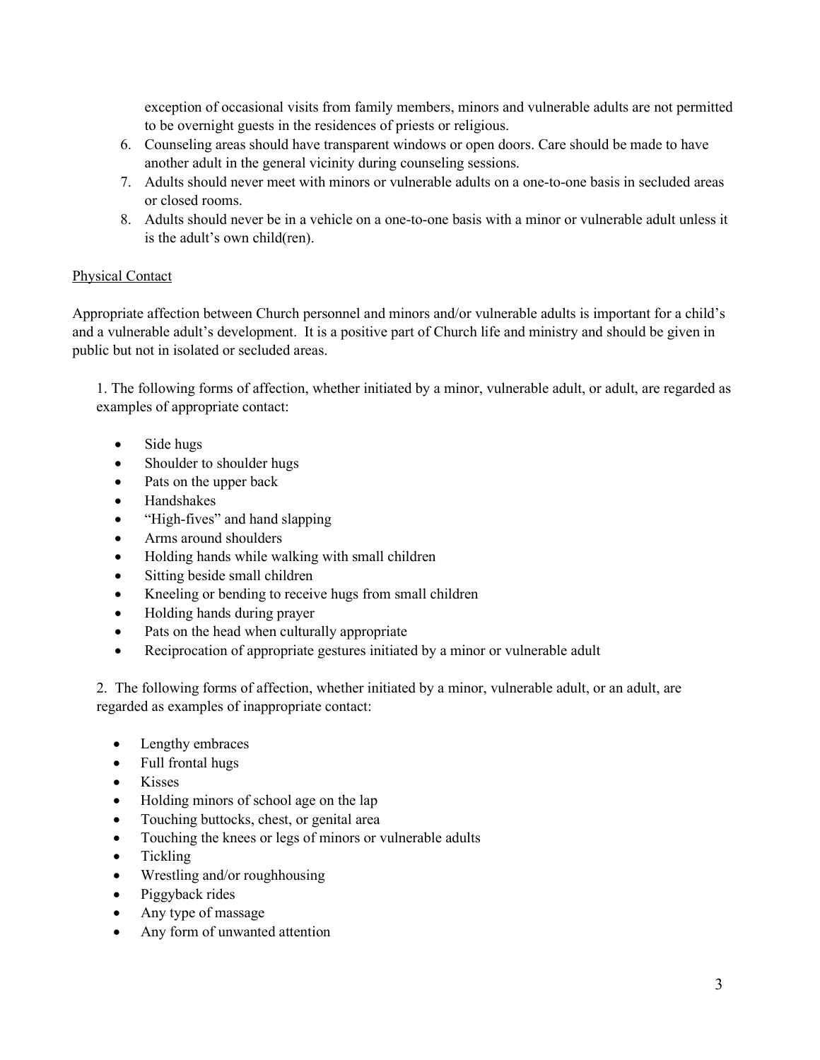exception of occasional visits from family members, minors and vulnerable adults are not permitted to be overnight guests in the residences of priests or religious.

6. Counseling areas should have transparent windows or open doors. Care should be made to have another adult in the general vicinity during counseling sessions.
7. Adults should never meet with minors or vulnerable adults on a one-to-one basis in secluded areas or closed rooms.
8. Adults should never be in a vehicle on a one-to-one basis with a minor or vulnerable adult unless it is the adult's own child(ren).

<u>Physical Contact</u>

Appropriate affection between Church personnel and minors and/or vulnerable adults is important for a child's and a vulnerable adult's development. It is a positive part of Church life and ministry and should be given in public but not in isolated or secluded areas.

1. The following forms of affection, whether initiated by a minor, vulnerable adult, or adult, are regarded as examples of appropriate contact:

- Side hugs
- Shoulder to shoulder hugs
- Pats on the upper back
- Handshakes
- "High-fives" and hand slapping
- Arms around shoulders
- Holding hands while walking with small children
- Sitting beside small children
- Kneeling or bending to receive hugs from small children
- Holding hands during prayer
- Pats on the head when culturally appropriate
- Reciprocation of appropriate gestures initiated by a minor or vulnerable adult

2. The following forms of affection, whether initiated by a minor, vulnerable adult, or an adult, are regarded as examples of inappropriate contact:

- Lengthy embraces
- Full frontal hugs
- Kisses
- Holding minors of school age on the lap
- Touching buttocks, chest, or genital area
- Touching the knees or legs of minors or vulnerable adults
- Tickling
- Wrestling and/or roughhousing
- Piggyback rides
- Any type of massage
- Any form of unwanted attention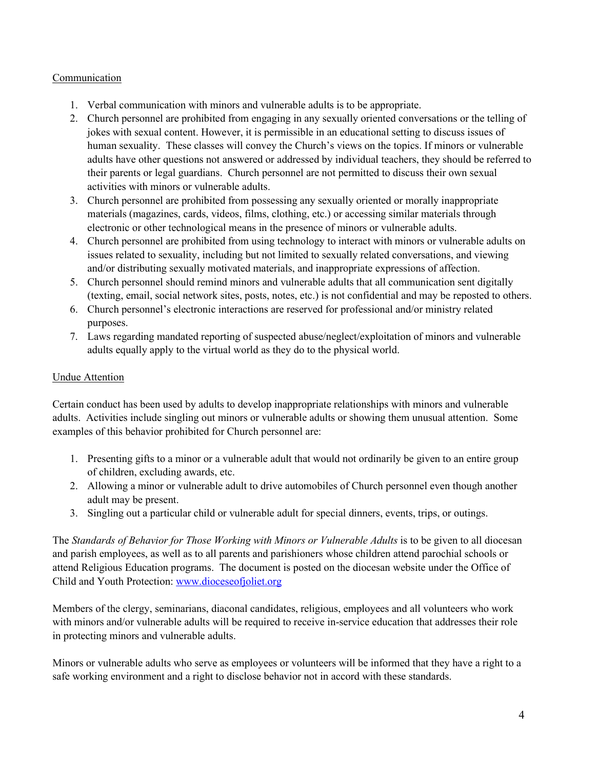<u>Communication</u>

1. Verbal communication with minors and vulnerable adults is to be appropriate.
2. Church personnel are prohibited from engaging in any sexually oriented conversations or the telling of jokes with sexual content. However, it is permissible in an educational setting to discuss issues of human sexuality. These classes will convey the Church's views on the topics. If minors or vulnerable adults have other questions not answered or addressed by individual teachers, they should be referred to their parents or legal guardians. Church personnel are not permitted to discuss their own sexual activities with minors or vulnerable adults.
3. Church personnel are prohibited from possessing any sexually oriented or morally inappropriate materials (magazines, cards, videos, films, clothing, etc.) or accessing similar materials through electronic or other technological means in the presence of minors or vulnerable adults.
4. Church personnel are prohibited from using technology to interact with minors or vulnerable adults on issues related to sexuality, including but not limited to sexually related conversations, and viewing and/or distributing sexually motivated materials, and inappropriate expressions of affection.
5. Church personnel should remind minors and vulnerable adults that all communication sent digitally (texting, email, social network sites, posts, notes, etc.) is not confidential and may be reposted to others.
6. Church personnel's electronic interactions are reserved for professional and/or ministry related purposes.
7. Laws regarding mandated reporting of suspected abuse/neglect/exploitation of minors and vulnerable adults equally apply to the virtual world as they do to the physical world.

<u>Undue Attention</u>

Certain conduct has been used by adults to develop inappropriate relationships with minors and vulnerable adults. Activities include singling out minors or vulnerable adults or showing them unusual attention. Some examples of this behavior prohibited for Church personnel are:

1. Presenting gifts to a minor or a vulnerable adult that would not ordinarily be given to an entire group of children, excluding awards, etc.
2. Allowing a minor or vulnerable adult to drive automobiles of Church personnel even though another adult may be present.
3. Singling out a particular child or vulnerable adult for special dinners, events, trips, or outings.

The *Standards of Behavior for Those Working with Minors or Vulnerable Adults* is to be given to all diocesan and parish employees, as well as to all parents and parishioners whose children attend parochial schools or attend Religious Education programs. The document is posted on the diocesan website under the Office of Child and Youth Protection: [www.dioceseofjoliet.org](http://www.dioceseofjoliet.org)

Members of the clergy, seminarians, diaconal candidates, religious, employees and all volunteers who work with minors and/or vulnerable adults will be required to receive in-service education that addresses their role in protecting minors and vulnerable adults.

Minors or vulnerable adults who serve as employees or volunteers will be informed that they have a right to a safe working environment and a right to disclose behavior not in accord with these standards.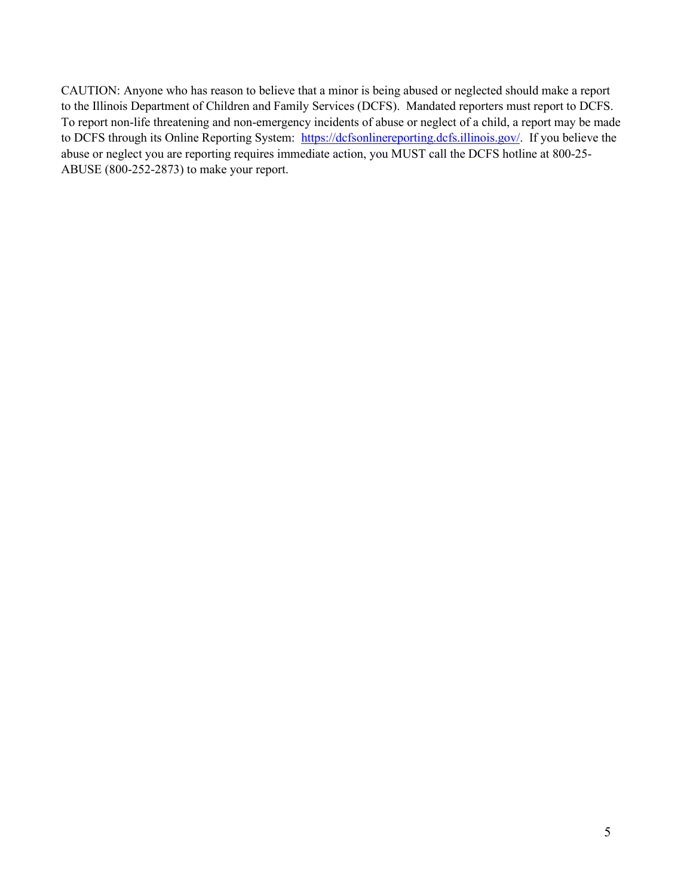CAUTION: Anyone who has reason to believe that a minor is being abused or neglected should make a report to the Illinois Department of Children and Family Services (DCFS). Mandated reporters must report to DCFS. To report non-life threatening and non-emergency incidents of abuse or neglect of a child, a report may be made to DCFS through its Online Reporting System: [https://dcfsonlinereporting.dcfs.illinois.gov/](https://dcfsonlinereporting.dcfs.illinois.gov/). If you believe the abuse or neglect you are reporting requires immediate action, you MUST call the DCFS hotline at 800-25-ABUSE (800-252-2873) to make your report.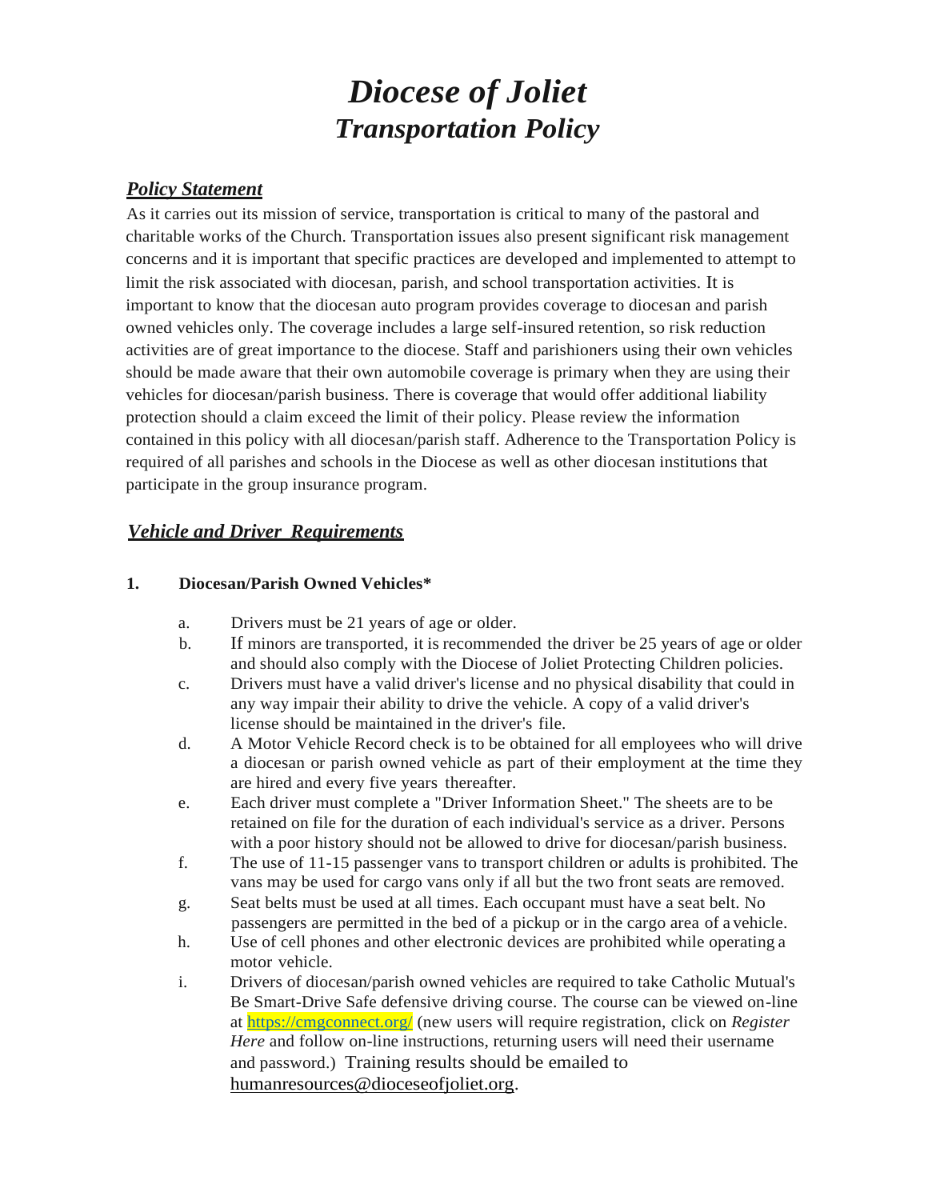# *Diocese of Joliet*
## *Transportation Policy*

### ***Policy Statement***

As it carries out its mission of service, transportation is critical to many of the pastoral and charitable works of the Church. Transportation issues also present significant risk management concerns and it is important that specific practices are developed and implemented to attempt to limit the risk associated with diocesan, parish, and school transportation activities. It is important to know that the diocesan auto program provides coverage to diocesan and parish owned vehicles only. The coverage includes a large self-insured retention, so risk reduction activities are of great importance to the diocese. Staff and parishioners using their own vehicles should be made aware that their own automobile coverage is primary when they are using their vehicles for diocesan/parish business. There is coverage that would offer additional liability protection should a claim exceed the limit of their policy. Please review the information contained in this policy with all diocesan/parish staff. Adherence to the Transportation Policy is required of all parishes and schools in the Diocese as well as other diocesan institutions that participate in the group insurance program.

### ***Vehicle and Driver Requirements***

**1. Diocesan/Parish Owned Vehicles***

a. Drivers must be 21 years of age or older.

b. If minors are transported, it is recommended the driver be 25 years of age or older and should also comply with the Diocese of Joliet Protecting Children policies.

c. Drivers must have a valid driver's license and no physical disability that could in any way impair their ability to drive the vehicle. A copy of a valid driver's license should be maintained in the driver's file.

d. A Motor Vehicle Record check is to be obtained for all employees who will drive a diocesan or parish owned vehicle as part of their employment at the time they are hired and every five years thereafter.

e. Each driver must complete a "Driver Information Sheet." The sheets are to be retained on file for the duration of each individual's service as a driver. Persons with a poor history should not be allowed to drive for diocesan/parish business.

f. The use of 11-15 passenger vans to transport children or adults is prohibited. The vans may be used for cargo vans only if all but the two front seats are removed.

g. Seat belts must be used at all times. Each occupant must have a seat belt. No passengers are permitted in the bed of a pickup or in the cargo area of a vehicle.

h. Use of cell phones and other electronic devices are prohibited while operating a motor vehicle.

i. Drivers of diocesan/parish owned vehicles are required to take Catholic Mutual's Be Smart-Drive Safe defensive driving course. The course can be viewed on-line at https://cmgconnect.org/ (new users will require registration, click on *Register Here* and follow on-line instructions, returning users will need their username and password.) Training results should be emailed to humanresources@dioceseofjoliet.org.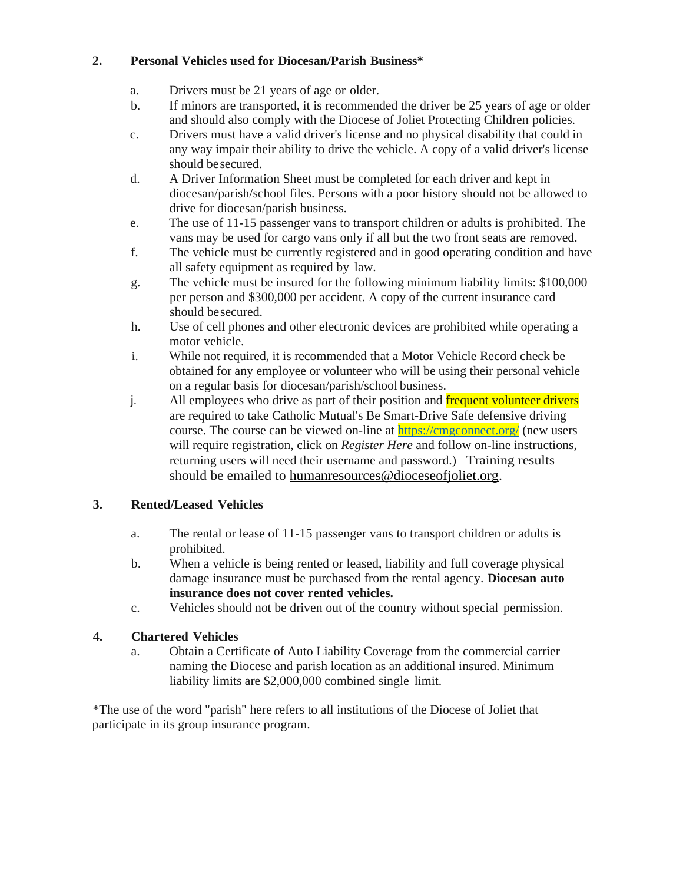## 2. Personal Vehicles used for Diocesan/Parish Business*

a. Drivers must be 21 years of age or older.

b. If minors are transported, it is recommended the driver be 25 years of age or older and should also comply with the Diocese of Joliet Protecting Children policies.

c. Drivers must have a valid driver's license and no physical disability that could in any way impair their ability to drive the vehicle. A copy of a valid driver's license should be secured.

d. A Driver Information Sheet must be completed for each driver and kept in diocesan/parish/school files. Persons with a poor history should not be allowed to drive for diocesan/parish business.

e. The use of 11-15 passenger vans to transport children or adults is prohibited. The vans may be used for cargo vans only if all but the two front seats are removed.

f. The vehicle must be currently registered and in good operating condition and have all safety equipment as required by law.

g. The vehicle must be insured for the following minimum liability limits: $100,000 per person and $300,000 per accident. A copy of the current insurance card should be secured.

h. Use of cell phones and other electronic devices are prohibited while operating a motor vehicle.

i. While not required, it is recommended that a Motor Vehicle Record check be obtained for any employee or volunteer who will be using their personal vehicle on a regular basis for diocesan/parish/school business.

j. All employees who drive as part of their position and frequent volunteer drivers are required to take Catholic Mutual's Be Smart-Drive Safe defensive driving course. The course can be viewed on-line at [https://cmgconnect.org/](https://cmgconnect.org/) (new users will require registration, click on *Register Here* and follow on-line instructions, returning users will need their username and password.) Training results should be emailed to humanresources@dioceseofjoliet.org.

## 3. Rented/Leased Vehicles

a. The rental or lease of 11-15 passenger vans to transport children or adults is prohibited.

b. When a vehicle is being rented or leased, liability and full coverage physical damage insurance must be purchased from the rental agency. **Diocesan auto insurance does not cover rented vehicles.**

c. Vehicles should not be driven out of the country without special permission.

## 4. Chartered Vehicles

a. Obtain a Certificate of Auto Liability Coverage from the commercial carrier naming the Diocese and parish location as an additional insured. Minimum liability limits are $2,000,000 combined single limit.

*The use of the word "parish" here refers to all institutions of the Diocese of Joliet that participate in its group insurance program.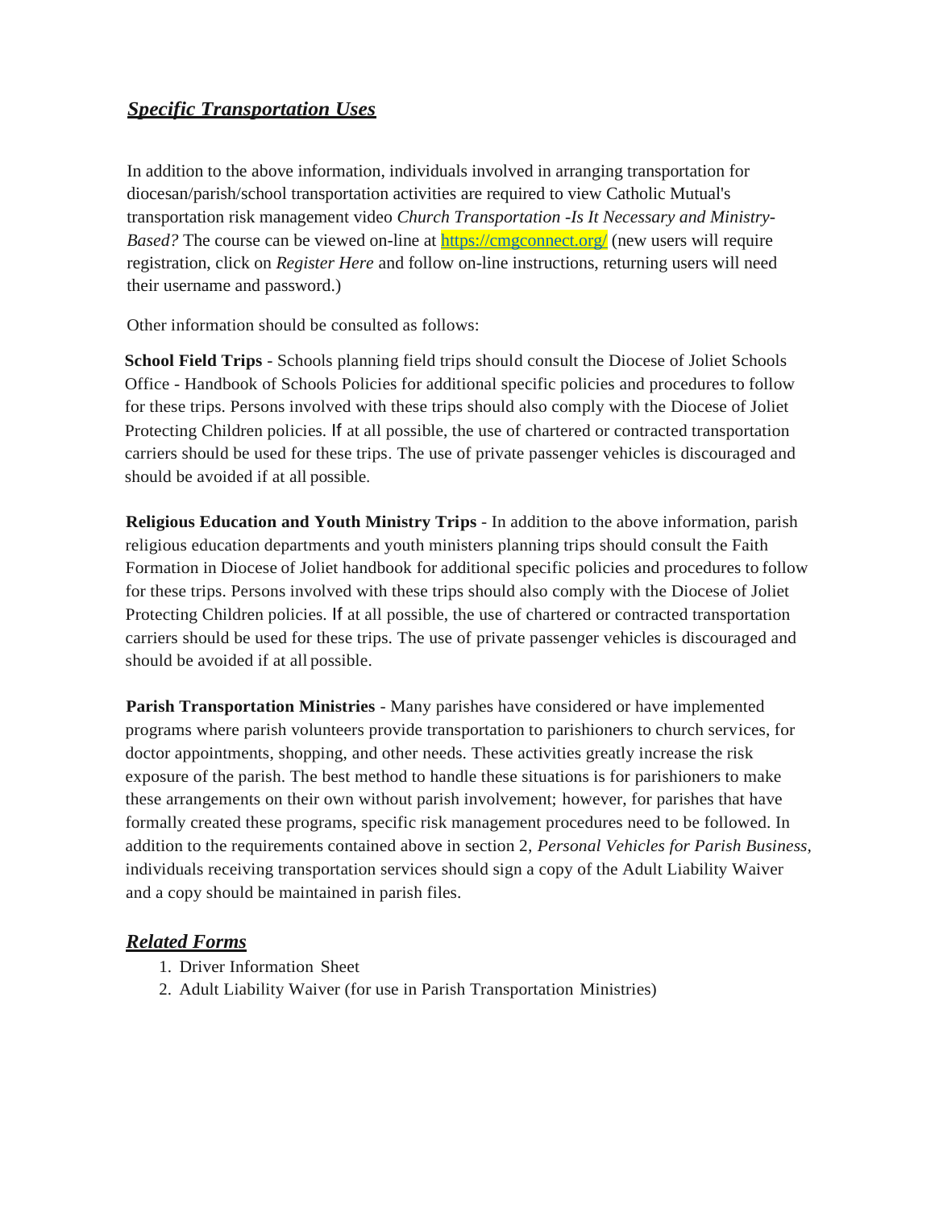## ***Specific Transportation Uses***

In addition to the above information, individuals involved in arranging transportation for diocesan/parish/school transportation activities are required to view Catholic Mutual's transportation risk management video *Church Transportation -Is It Necessary and Ministry-Based?* The course can be viewed on-line at https://cmgconnect.org/ (new users will require registration, click on *Register Here* and follow on-line instructions, returning users will need their username and password.)

Other information should be consulted as follows:

**School Field Trips** - Schools planning field trips should consult the Diocese of Joliet Schools Office - Handbook of Schools Policies for additional specific policies and procedures to follow for these trips. Persons involved with these trips should also comply with the Diocese of Joliet Protecting Children policies. If at all possible, the use of chartered or contracted transportation carriers should be used for these trips. The use of private passenger vehicles is discouraged and should be avoided if at all possible.

**Religious Education and Youth Ministry Trips** - In addition to the above information, parish religious education departments and youth ministers planning trips should consult the Faith Formation in Diocese of Joliet handbook for additional specific policies and procedures to follow for these trips. Persons involved with these trips should also comply with the Diocese of Joliet Protecting Children policies. If at all possible, the use of chartered or contracted transportation carriers should be used for these trips. The use of private passenger vehicles is discouraged and should be avoided if at all possible.

**Parish Transportation Ministries** - Many parishes have considered or have implemented programs where parish volunteers provide transportation to parishioners to church services, for doctor appointments, shopping, and other needs. These activities greatly increase the risk exposure of the parish. The best method to handle these situations is for parishioners to make these arrangements on their own without parish involvement; however, for parishes that have formally created these programs, specific risk management procedures need to be followed. In addition to the requirements contained above in section 2, *Personal Vehicles for Parish Business,* individuals receiving transportation services should sign a copy of the Adult Liability Waiver and a copy should be maintained in parish files.

## ***Related Forms***

1. Driver Information Sheet
2. Adult Liability Waiver (for use in Parish Transportation Ministries)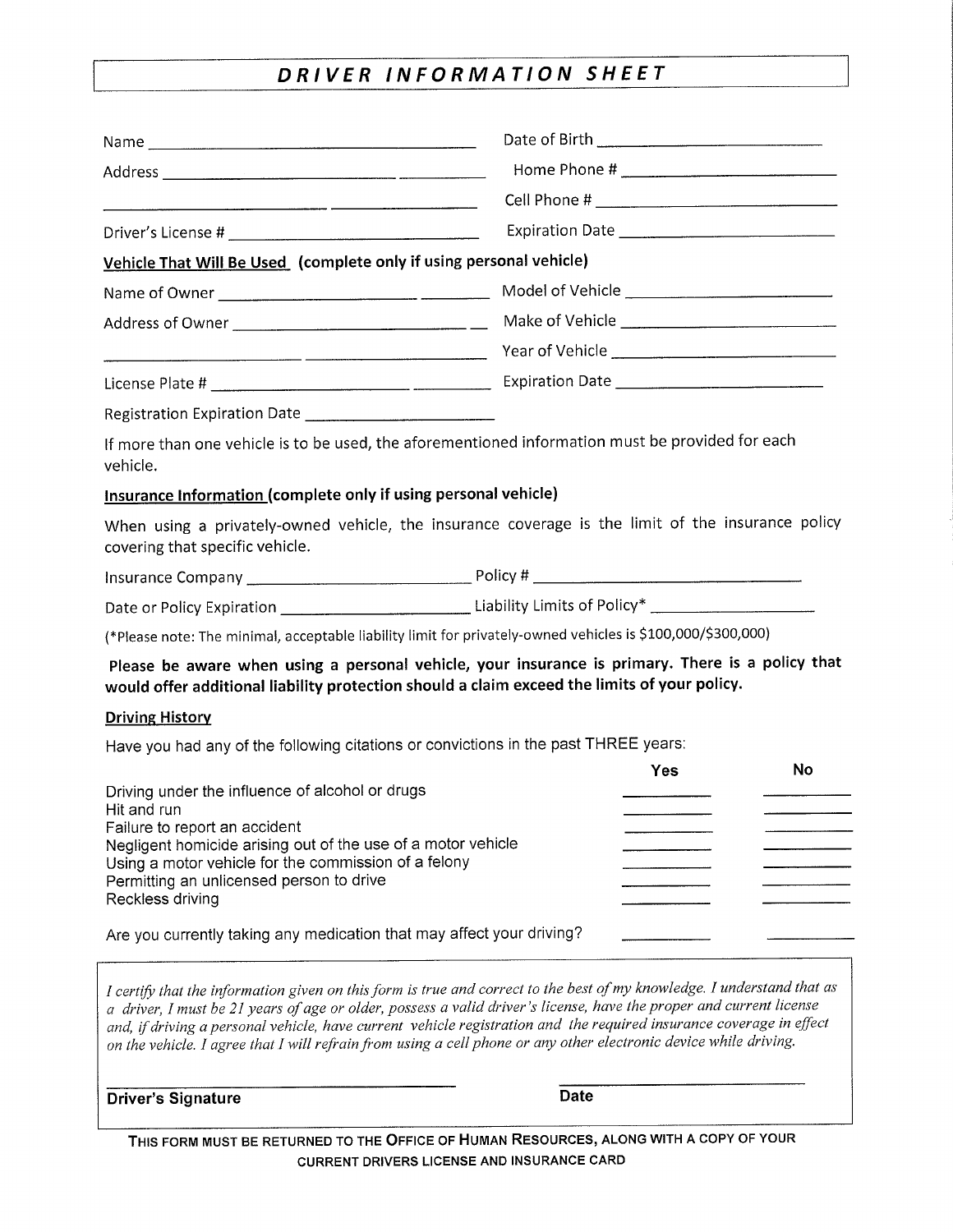# DRIVER INFORMATION SHEET

Name ______________________________ Date of Birth ______________________

Address ______________________________ Home Phone # ______________________

______________________________ Cell Phone # ______________________

Driver's License # ______________________________ Expiration Date ______________________

**Vehicle That Will Be Used (complete only if using personal vehicle)**

Name of Owner ______________________________ Model of Vehicle ______________________

Address of Owner ______________________________ Make of Vehicle ______________________

______________________________ Year of Vehicle ______________________

License Plate # ______________________________ Expiration Date ______________________

Registration Expiration Date ______________________

If more than one vehicle is to be used, the aforementioned information must be provided for each vehicle.

**Insurance Information (complete only if using personal vehicle)**

When using a privately-owned vehicle, the insurance coverage is the limit of the insurance policy covering that specific vehicle.

Insurance Company ______________________ Policy # ______________________

Date or Policy Expiration ______________________ Liability Limits of Policy* ______________________

(*Please note: The minimal, acceptable liability limit for privately-owned vehicles is $100,000/$300,000)

**Please be aware when using a personal vehicle, your insurance is primary. There is a policy that would offer additional liability protection should a claim exceed the limits of your policy.**

**Driving History**

Have you had any of the following citations or convictions in the past THREE years:

| | Yes | No |
|---|---|---|
| Driving under the influence of alcohol or drugs | ______ | ______ |
| Hit and run | ______ | ______ |
| Failure to report an accident | ______ | ______ |
| Negligent homicide arising out of the use of a motor vehicle | ______ | ______ |
| Using a motor vehicle for the commission of a felony | ______ | ______ |
| Permitting an unlicensed person to drive | ______ | ______ |
| Reckless driving | ______ | ______ |
| Are you currently taking any medication that may affect your driving? | ______ | ______ |

*I certify that the information given on this form is true and correct to the best of my knowledge. I understand that as a driver, I must be 21 years of age or older, possess a valid driver's license, have the proper and current license and, if driving a personal vehicle, have current vehicle registration and the required insurance coverage in effect on the vehicle. I agree that I will refrain from using a cell phone or any other electronic device while driving.*

______________________________ ______________________

**Driver's Signature** **Date**

**THIS FORM MUST BE RETURNED TO THE OFFICE OF HUMAN RESOURCES, ALONG WITH A COPY OF YOUR CURRENT DRIVERS LICENSE AND INSURANCE CARD**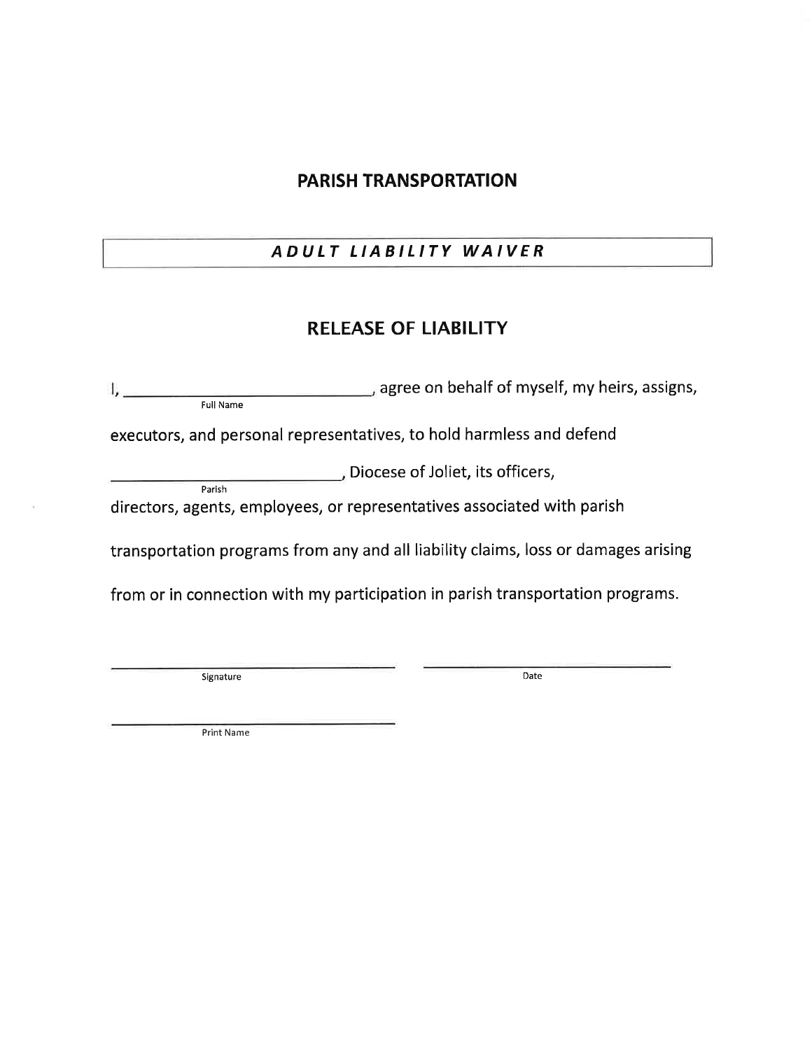## PARISH TRANSPORTATION

***ADULT LIABILITY WAIVER***

## RELEASE OF LIABILITY

I, ______________________________, agree on behalf of myself, my heirs, assigns,
Full Name

executors, and personal representatives, to hold harmless and defend

____________________________, Diocese of Joliet, its officers,
Parish

directors, agents, employees, or representatives associated with parish transportation programs from any and all liability claims, loss or damages arising from or in connection with my participation in parish transportation programs.

______________________________ ______________________________
Signature Date

______________________________
Print Name